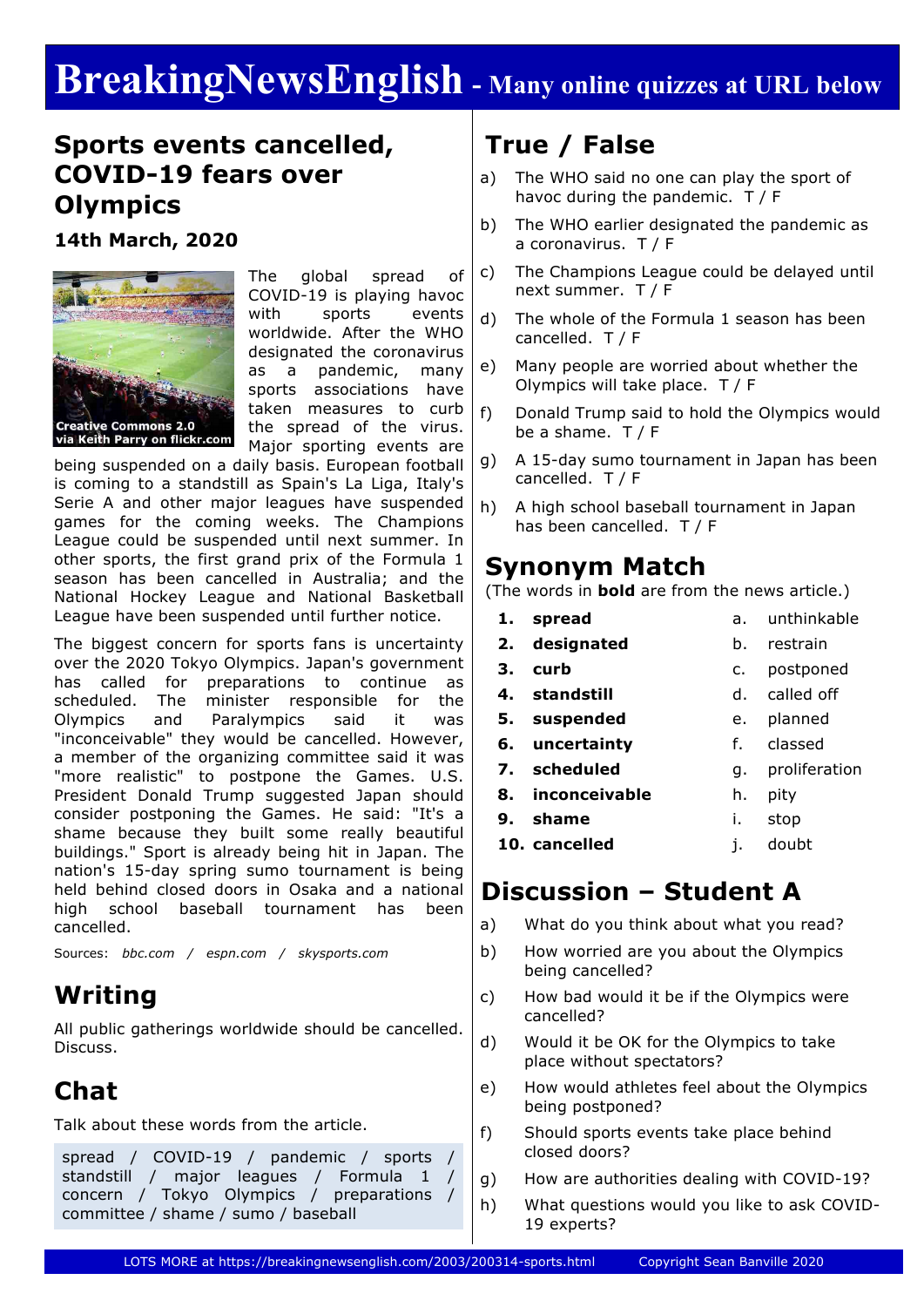# BreakingNewsEnglish - Many online quizzes at URL below

## Sports events cancelled, COVID-19 fears over Olympics

**14th March, 2020**

Creative Commons 2.0 via Keith Parry on flickr.com

The global spread of COVID-19 is playing havoc with sports events worldwide. After the WHO designated the coronavirus as a pandemic, many sports associations have taken measures to curb the spread of the virus. Major sporting events are being suspended on a daily basis. European football is coming to a standstill as Spain's La Liga, Italy's Serie A and other major leagues have suspended games for the coming weeks. The Champions League could be suspended until next summer. In other sports, the first grand prix of the Formula 1 season has been cancelled in Australia; and the National Hockey League and National Basketball League have been suspended until further notice.

The biggest concern for sports fans is uncertainty over the 2020 Tokyo Olympics. Japan's government has called for preparations to continue as scheduled. The minister responsible for the Olympics and Paralympics said it was "inconceivable" they would be cancelled. However, a member of the organizing committee said it was "more realistic" to postpone the Games. U.S. President Donald Trump suggested Japan should consider postponing the Games. He said: "It's a shame because they built some really beautiful buildings." Sport is already being hit in Japan. The nation's 15-day spring sumo tournament is being held behind closed doors in Osaka and a national high school baseball tournament has been cancelled.

Sources: *bbc.com / espn.com / skysports.com*

## Writing

All public gatherings worldwide should be cancelled. Discuss.

## Chat

Talk about these words from the article.

spread / COVID-19 / pandemic / sports / standstill / major leagues / Formula 1 / concern / Tokyo Olympics / preparations / committee / shame / sumo / baseball

## True / False

a) The WHO said no one can play the sport of havoc during the pandemic. T / F

b) The WHO earlier designated the pandemic as a coronavirus. T / F

c) The Champions League could be delayed until next summer. T / F

d) The whole of the Formula 1 season has been cancelled. T / F

e) Many people are worried about whether the Olympics will take place. T / F

f) Donald Trump said to hold the Olympics would be a shame. T / F

g) A 15-day sumo tournament in Japan has been cancelled. T / F

h) A high school baseball tournament in Japan has been cancelled. T / F

## Synonym Match

(The words in **bold** are from the news article.)

| | | | |
|---|---|---|---|
| 1. | **spread** | a. | unthinkable |
| 2. | **designated** | b. | restrain |
| 3. | **curb** | c. | postponed |
| 4. | **standstill** | d. | called off |
| 5. | **suspended** | e. | planned |
| 6. | **uncertainty** | f. | classed |
| 7. | **scheduled** | g. | proliferation |
| 8. | **inconceivable** | h. | pity |
| 9. | **shame** | i. | stop |
| 10. | **cancelled** | j. | doubt |

## Discussion – Student A

a) What do you think about what you read?

b) How worried are you about the Olympics being cancelled?

c) How bad would it be if the Olympics were cancelled?

d) Would it be OK for the Olympics to take place without spectators?

e) How would athletes feel about the Olympics being postponed?

f) Should sports events take place behind closed doors?

g) How are authorities dealing with COVID-19?

h) What questions would you like to ask COVID-19 experts?

LOTS MORE at https://breakingnewsenglish.com/2003/200314-sports.html Copyright Sean Banville 2020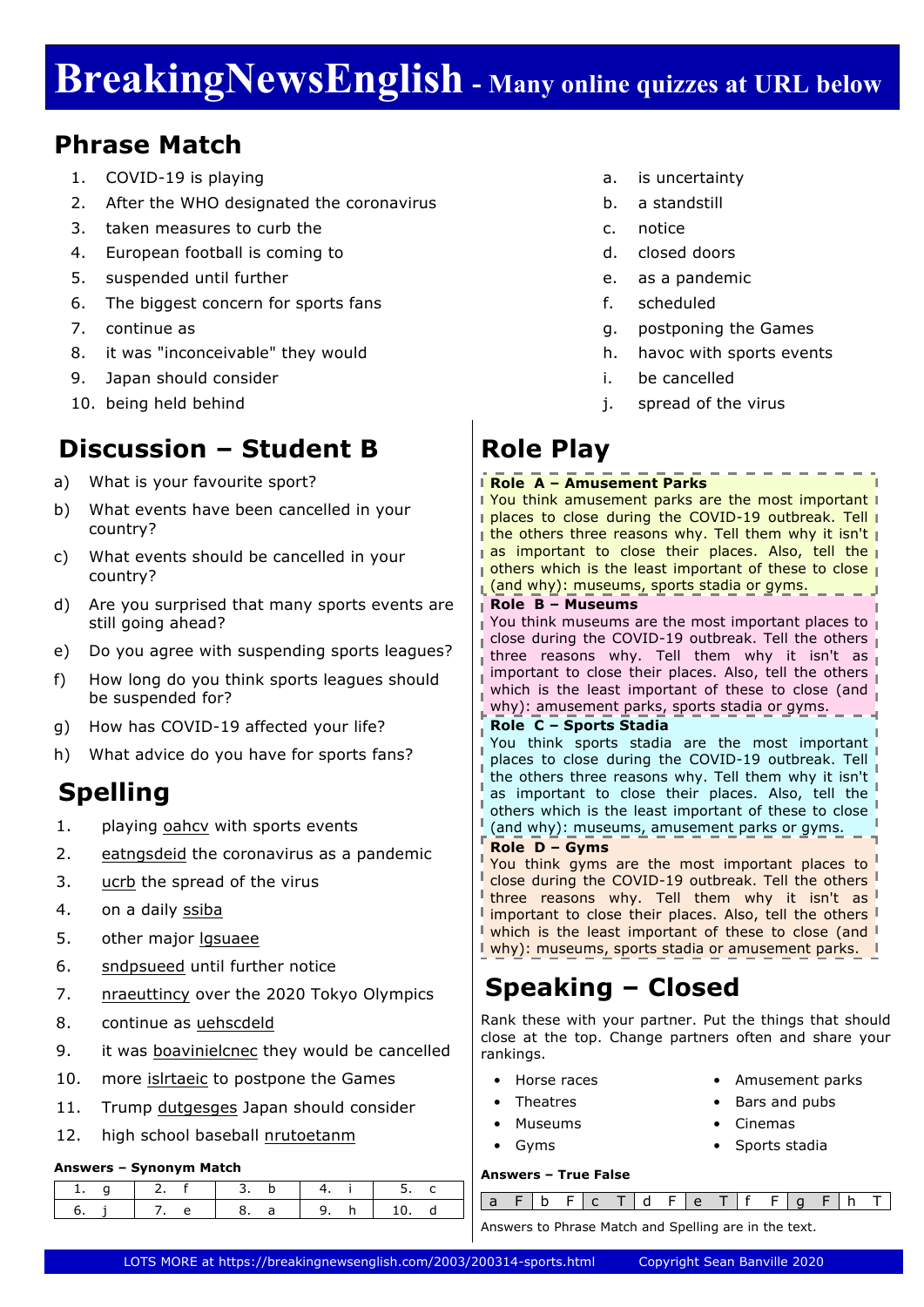# BreakingNewsEnglish - Many online quizzes at URL below

## Phrase Match

1. COVID-19 is playing
2. After the WHO designated the coronavirus
3. taken measures to curb the
4. European football is coming to
5. suspended until further
6. The biggest concern for sports fans
7. continue as
8. it was "inconceivable" they would
9. Japan should consider
10. being held behind

a. is uncertainty
b. a standstill
c. notice
d. closed doors
e. as a pandemic
f. scheduled
g. postponing the Games
h. havoc with sports events
i. be cancelled
j. spread of the virus

## Discussion – Student B

a) What is your favourite sport?
b) What events have been cancelled in your country?
c) What events should be cancelled in your country?
d) Are you surprised that many sports events are still going ahead?
e) Do you agree with suspending sports leagues?
f) How long do you think sports leagues should be suspended for?
g) How has COVID-19 affected your life?
h) What advice do you have for sports fans?

## Spelling

1. playing oahcv with sports events
2. eatngsdeid the coronavirus as a pandemic
3. ucrb the spread of the virus
4. on a daily ssiba
5. other major lgsuaee
6. sndpsueed until further notice
7. nraeuttincy over the 2020 Tokyo Olympics
8. continue as uehscdeld
9. it was boavinielcnec they would be cancelled
10. more islrtaeic to postpone the Games
11. Trump dutgesges Japan should consider
12. high school baseball nrutoetanm

**Answers – Synonym Match**

| | | | | |
|---|---|---|---|---|
| 1. g | 2. f | 3. b | 4. i | 5. c |
| 6. j | 7. e | 8. a | 9. h | 10. d |

## Role Play

**Role A – Amusement Parks**
You think amusement parks are the most important places to close during the COVID-19 outbreak. Tell the others three reasons why. Tell them why it isn't as important to close their places. Also, tell the others which is the least important of these to close (and why): museums, sports stadia or gyms.

**Role B – Museums**
You think museums are the most important places to close during the COVID-19 outbreak. Tell the others three reasons why. Tell them why it isn't as important to close their places. Also, tell the others which is the least important of these to close (and why): amusement parks, sports stadia or gyms.

**Role C – Sports Stadia**
You think sports stadia are the most important places to close during the COVID-19 outbreak. Tell the others three reasons why. Tell them why it isn't as important to close their places. Also, tell the others which is the least important of these to close (and why): museums, amusement parks or gyms.

**Role D – Gyms**
You think gyms are the most important places to close during the COVID-19 outbreak. Tell the others three reasons why. Tell them why it isn't as important to close their places. Also, tell the others which is the least important of these to close (and why): museums, sports stadia or amusement parks.

## Speaking – Closed

Rank these with your partner. Put the things that should close at the top. Change partners often and share your rankings.

- Horse races
- Theatres
- Museums
- Gyms
- Amusement parks
- Bars and pubs
- Cinemas
- Sports stadia

**Answers – True False**

| | | | | | | | | | | | | | | | |
|---|---|---|---|---|---|---|---|---|---|---|---|---|---|---|---|
| a | F | b | F | c | T | d | F | e | T | f | F | g | F | h | T |

Answers to Phrase Match and Spelling are in the text.

LOTS MORE at https://breakingnewsenglish.com/2003/200314-sports.html Copyright Sean Banville 2020